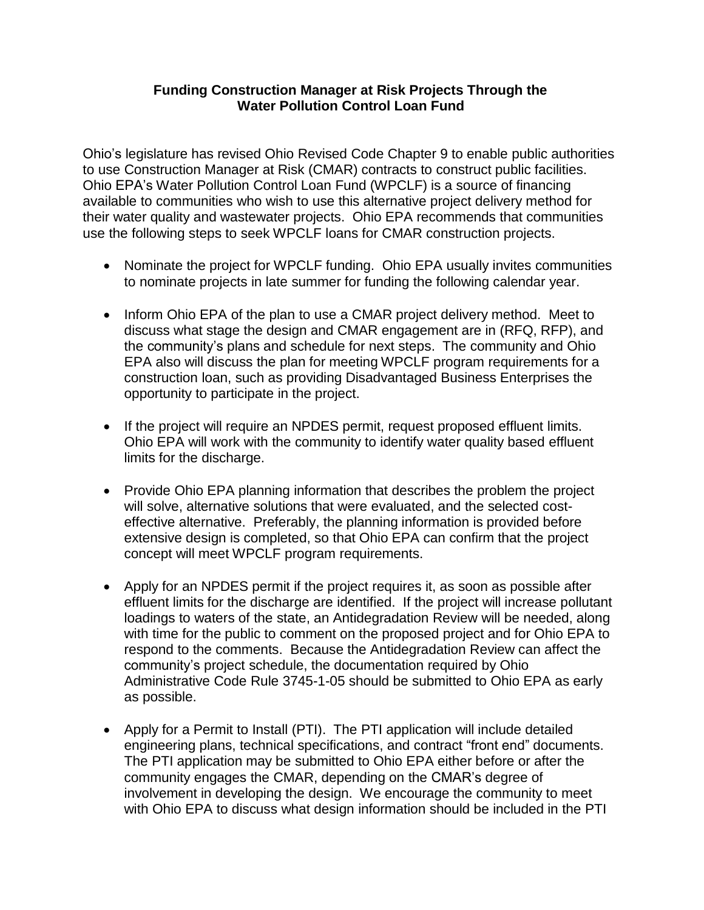**Funding Construction Manager at Risk Projects Through the Water Pollution Control Loan Fund**

Ohio's legislature has revised Ohio Revised Code Chapter 9 to enable public authorities to use Construction Manager at Risk (CMAR) contracts to construct public facilities. Ohio EPA's Water Pollution Control Loan Fund (WPCLF) is a source of financing available to communities who wish to use this alternative project delivery method for their water quality and wastewater projects. Ohio EPA recommends that communities use the following steps to seek WPCLF loans for CMAR construction projects.

- Nominate the project for WPCLF funding. Ohio EPA usually invites communities to nominate projects in late summer for funding the following calendar year.

- Inform Ohio EPA of the plan to use a CMAR project delivery method. Meet to discuss what stage the design and CMAR engagement are in (RFQ, RFP), and the community's plans and schedule for next steps. The community and Ohio EPA also will discuss the plan for meeting WPCLF program requirements for a construction loan, such as providing Disadvantaged Business Enterprises the opportunity to participate in the project.

- If the project will require an NPDES permit, request proposed effluent limits. Ohio EPA will work with the community to identify water quality based effluent limits for the discharge.

- Provide Ohio EPA planning information that describes the problem the project will solve, alternative solutions that were evaluated, and the selected cost-effective alternative. Preferably, the planning information is provided before extensive design is completed, so that Ohio EPA can confirm that the project concept will meet WPCLF program requirements.

- Apply for an NPDES permit if the project requires it, as soon as possible after effluent limits for the discharge are identified. If the project will increase pollutant loadings to waters of the state, an Antidegradation Review will be needed, along with time for the public to comment on the proposed project and for Ohio EPA to respond to the comments. Because the Antidegradation Review can affect the community's project schedule, the documentation required by Ohio Administrative Code Rule 3745-1-05 should be submitted to Ohio EPA as early as possible.

- Apply for a Permit to Install (PTI). The PTI application will include detailed engineering plans, technical specifications, and contract "front end" documents. The PTI application may be submitted to Ohio EPA either before or after the community engages the CMAR, depending on the CMAR's degree of involvement in developing the design. We encourage the community to meet with Ohio EPA to discuss what design information should be included in the PTI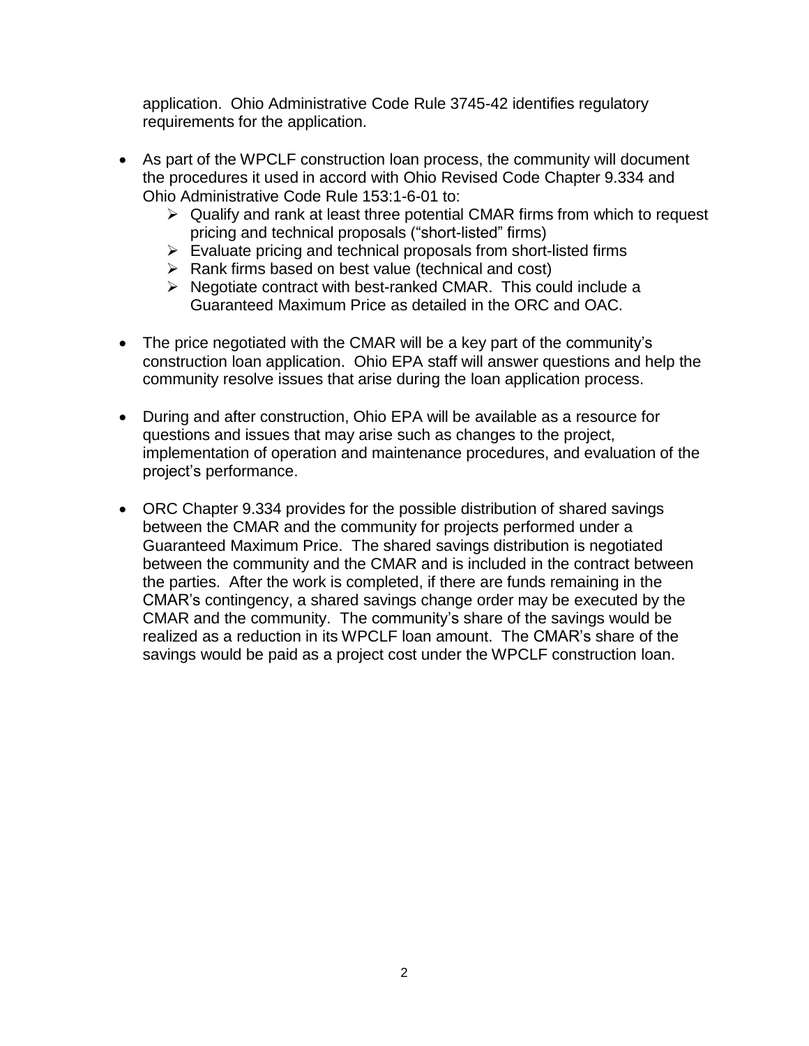application. Ohio Administrative Code Rule 3745-42 identifies regulatory requirements for the application.

- As part of the WPCLF construction loan process, the community will document the procedures it used in accord with Ohio Revised Code Chapter 9.334 and Ohio Administrative Code Rule 153:1-6-01 to:
  - Qualify and rank at least three potential CMAR firms from which to request pricing and technical proposals ("short-listed" firms)
  - Evaluate pricing and technical proposals from short-listed firms
  - Rank firms based on best value (technical and cost)
  - Negotiate contract with best-ranked CMAR. This could include a Guaranteed Maximum Price as detailed in the ORC and OAC.

- The price negotiated with the CMAR will be a key part of the community's construction loan application. Ohio EPA staff will answer questions and help the community resolve issues that arise during the loan application process.

- During and after construction, Ohio EPA will be available as a resource for questions and issues that may arise such as changes to the project, implementation of operation and maintenance procedures, and evaluation of the project's performance.

- ORC Chapter 9.334 provides for the possible distribution of shared savings between the CMAR and the community for projects performed under a Guaranteed Maximum Price. The shared savings distribution is negotiated between the community and the CMAR and is included in the contract between the parties. After the work is completed, if there are funds remaining in the CMAR's contingency, a shared savings change order may be executed by the CMAR and the community. The community's share of the savings would be realized as a reduction in its WPCLF loan amount. The CMAR's share of the savings would be paid as a project cost under the WPCLF construction loan.